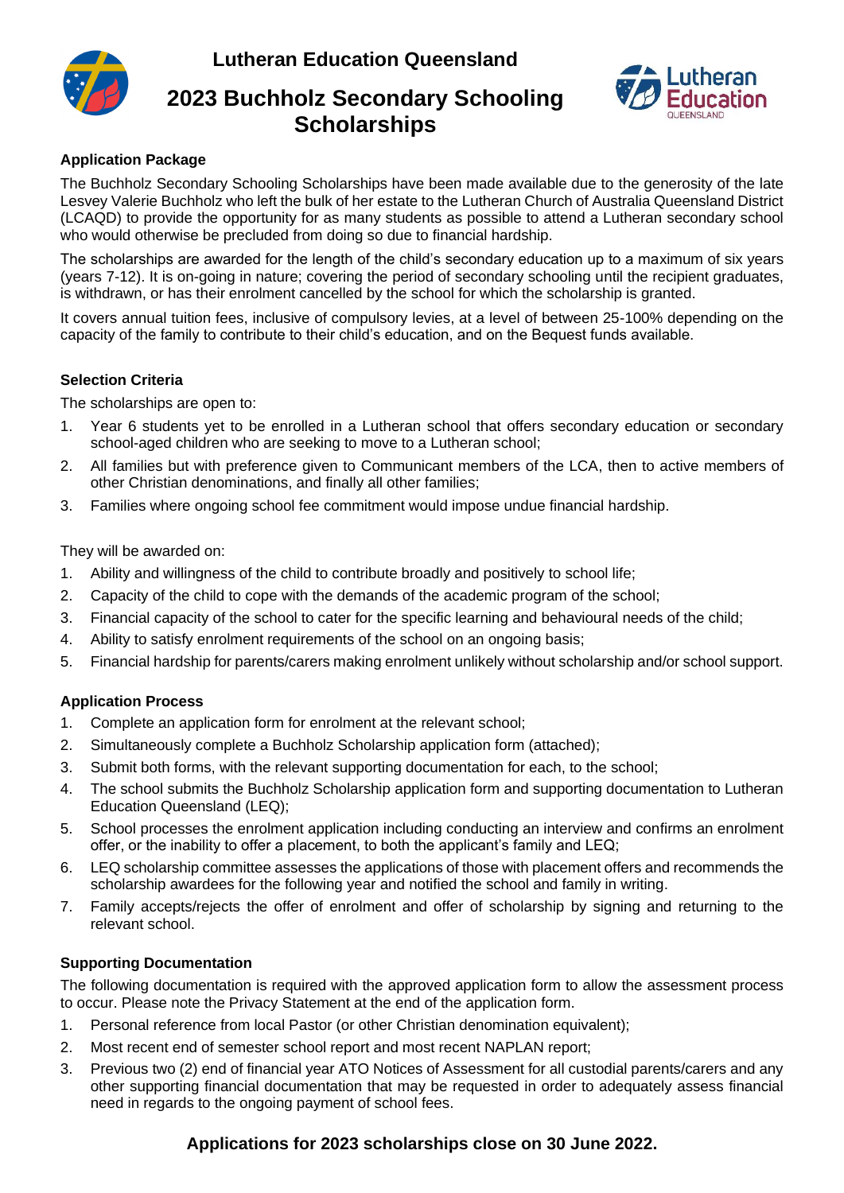# Lutheran Education Queensland

## 2023 Buchholz Secondary Schooling Scholarships

### Application Package

The Buchholz Secondary Schooling Scholarships have been made available due to the generosity of the late Lesvey Valerie Buchholz who left the bulk of her estate to the Lutheran Church of Australia Queensland District (LCAQD) to provide the opportunity for as many students as possible to attend a Lutheran secondary school who would otherwise be precluded from doing so due to financial hardship.

The scholarships are awarded for the length of the child's secondary education up to a maximum of six years (years 7-12). It is on-going in nature; covering the period of secondary schooling until the recipient graduates, is withdrawn, or has their enrolment cancelled by the school for which the scholarship is granted.

It covers annual tuition fees, inclusive of compulsory levies, at a level of between 25-100% depending on the capacity of the family to contribute to their child's education, and on the Bequest funds available.

### Selection Criteria

The scholarships are open to:

1. Year 6 students yet to be enrolled in a Lutheran school that offers secondary education or secondary school-aged children who are seeking to move to a Lutheran school;
2. All families but with preference given to Communicant members of the LCA, then to active members of other Christian denominations, and finally all other families;
3. Families where ongoing school fee commitment would impose undue financial hardship.

They will be awarded on:

1. Ability and willingness of the child to contribute broadly and positively to school life;
2. Capacity of the child to cope with the demands of the academic program of the school;
3. Financial capacity of the school to cater for the specific learning and behavioural needs of the child;
4. Ability to satisfy enrolment requirements of the school on an ongoing basis;
5. Financial hardship for parents/carers making enrolment unlikely without scholarship and/or school support.

### Application Process

1. Complete an application form for enrolment at the relevant school;
2. Simultaneously complete a Buchholz Scholarship application form (attached);
3. Submit both forms, with the relevant supporting documentation for each, to the school;
4. The school submits the Buchholz Scholarship application form and supporting documentation to Lutheran Education Queensland (LEQ);
5. School processes the enrolment application including conducting an interview and confirms an enrolment offer, or the inability to offer a placement, to both the applicant's family and LEQ;
6. LEQ scholarship committee assesses the applications of those with placement offers and recommends the scholarship awardees for the following year and notified the school and family in writing.
7. Family accepts/rejects the offer of enrolment and offer of scholarship by signing and returning to the relevant school.

### Supporting Documentation

The following documentation is required with the approved application form to allow the assessment process to occur. Please note the Privacy Statement at the end of the application form.

1. Personal reference from local Pastor (or other Christian denomination equivalent);
2. Most recent end of semester school report and most recent NAPLAN report;
3. Previous two (2) end of financial year ATO Notices of Assessment for all custodial parents/carers and any other supporting financial documentation that may be requested in order to adequately assess financial need in regards to the ongoing payment of school fees.

**Applications for 2023 scholarships close on 30 June 2022.**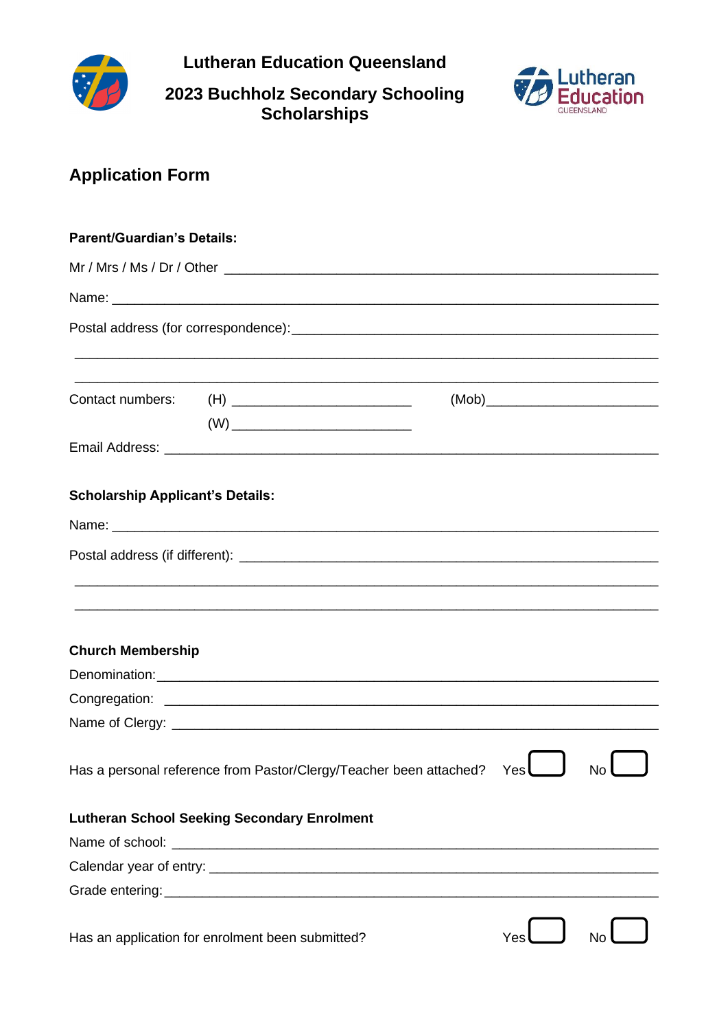**Lutheran Education Queensland**

**2023 Buchholz Secondary Schooling Scholarships**

## Application Form

**Parent/Guardian's Details:**

Mr / Mrs / Ms / Dr / Other ___________________________________________

Name: ___________________________________________

Postal address (for correspondence): ___________________________________________

___________________________________________

___________________________________________

Contact numbers: (H) ______________________ (Mob) ______________________

(W) ______________________

Email Address: ___________________________________________

**Scholarship Applicant's Details:**

Name: ___________________________________________

Postal address (if different): ___________________________________________

___________________________________________

___________________________________________

**Church Membership**

Denomination: ___________________________________________

Congregation: ___________________________________________

Name of Clergy: ___________________________________________

Has a personal reference from Pastor/Clergy/Teacher been attached? Yes ☐ No ☐

**Lutheran School Seeking Secondary Enrolment**

Name of school: ___________________________________________

Calendar year of entry: ___________________________________________

Grade entering: ___________________________________________

Has an application for enrolment been submitted? Yes ☐ No ☐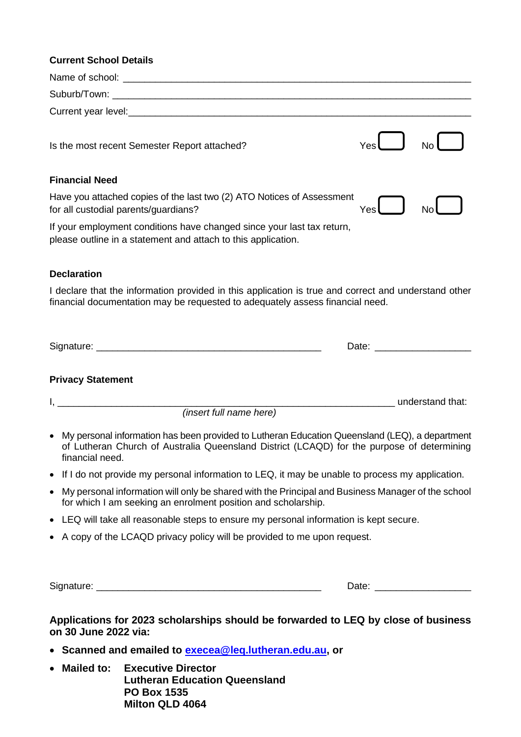**Current School Details**

Name of school: ___________________________________________________________

Suburb/Town: _____________________________________________________________

Current year level:_________________________________________________________

Is the most recent Semester Report attached? Yes ☐ No ☐

**Financial Need**

Have you attached copies of the last two (2) ATO Notices of Assessment for all custodial parents/guardians? Yes ☐ No ☐

If your employment conditions have changed since your last tax return, please outline in a statement and attach to this application.

**Declaration**

I declare that the information provided in this application is true and correct and understand other financial documentation may be requested to adequately assess financial need.

Signature: ________________________________________ Date: ________________

**Privacy Statement**

I, ____________________________________________________________ understand that:
*(insert full name here)*

- My personal information has been provided to Lutheran Education Queensland (LEQ), a department of Lutheran Church of Australia Queensland District (LCAQD) for the purpose of determining financial need.
- If I do not provide my personal information to LEQ, it may be unable to process my application.
- My personal information will only be shared with the Principal and Business Manager of the school for which I am seeking an enrolment position and scholarship.
- LEQ will take all reasonable steps to ensure my personal information is kept secure.
- A copy of the LCAQD privacy policy will be provided to me upon request.

Signature: ________________________________________ Date: ________________

**Applications for 2023 scholarships should be forwarded to LEQ by close of business on 30 June 2022 via:**

- **Scanned and emailed to execea@leq.lutheran.edu.au, or**
- **Mailed to: Executive Director**
  **Lutheran Education Queensland**
  **PO Box 1535**
  **Milton QLD 4064**